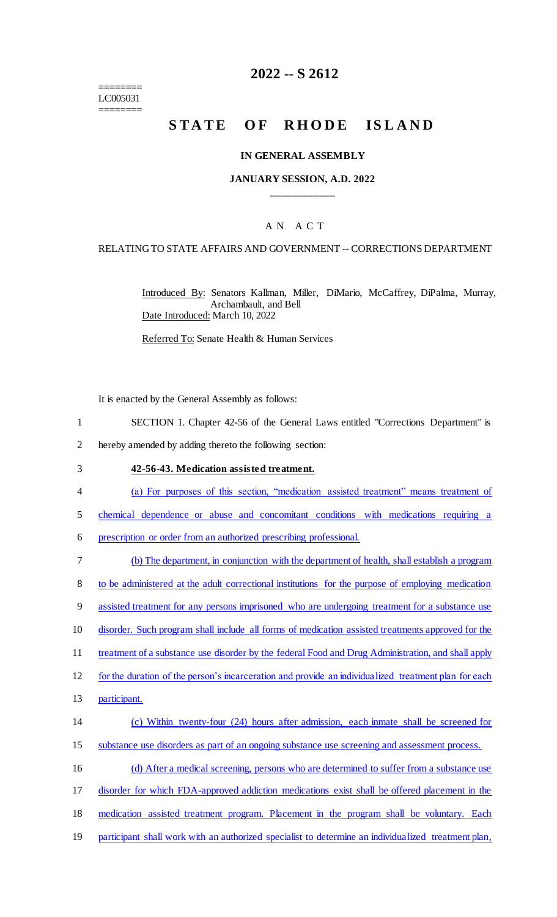========
LC005031
========

# 2022 -- S 2612

# STATE OF RHODE ISLAND

## IN GENERAL ASSEMBLY

### JANUARY SESSION, A.D. 2022

____________

A N A C T

RELATING TO STATE AFFAIRS AND GOVERNMENT -- CORRECTIONS DEPARTMENT

Introduced By: Senators Kallman, Miller, DiMario, McCaffrey, DiPalma, Murray, Archambault, and Bell

Date Introduced: March 10, 2022

Referred To: Senate Health & Human Services

It is enacted by the General Assembly as follows:

1 SECTION 1. Chapter 42-56 of the General Laws entitled "Corrections Department" is
2 hereby amended by adding thereto the following section:

3 **42-56-43. Medication assisted treatment.**

4 (a) For purposes of this section, "medication assisted treatment" means treatment of
5 chemical dependence or abuse and concomitant conditions with medications requiring a
6 prescription or order from an authorized prescribing professional.

7 (b) The department, in conjunction with the department of health, shall establish a program
8 to be administered at the adult correctional institutions for the purpose of employing medication
9 assisted treatment for any persons imprisoned who are undergoing treatment for a substance use
10 disorder. Such program shall include all forms of medication assisted treatments approved for the
11 treatment of a substance use disorder by the federal Food and Drug Administration, and shall apply
12 for the duration of the person's incarceration and provide an individualized treatment plan for each
13 participant.

14 (c) Within twenty-four (24) hours after admission, each inmate shall be screened for
15 substance use disorders as part of an ongoing substance use screening and assessment process.

16 (d) After a medical screening, persons who are determined to suffer from a substance use
17 disorder for which FDA-approved addiction medications exist shall be offered placement in the
18 medication assisted treatment program. Placement in the program shall be voluntary. Each
19 participant shall work with an authorized specialist to determine an individualized treatment plan,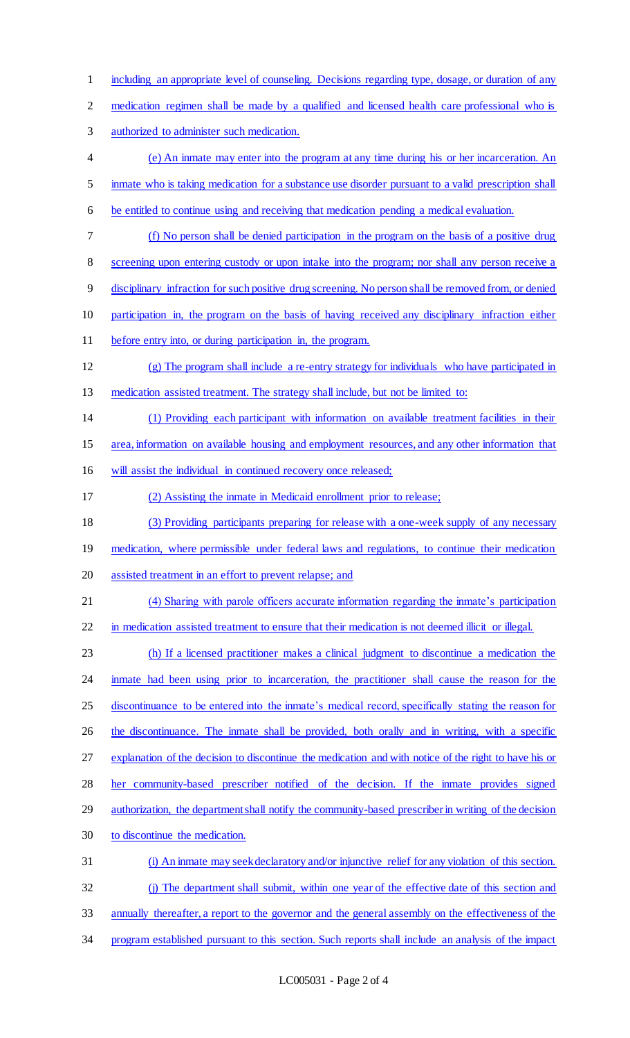including an appropriate level of counseling. Decisions regarding type, dosage, or duration of any medication regimen shall be made by a qualified and licensed health care professional who is authorized to administer such medication.

(e) An inmate may enter into the program at any time during his or her incarceration. An inmate who is taking medication for a substance use disorder pursuant to a valid prescription shall be entitled to continue using and receiving that medication pending a medical evaluation.

(f) No person shall be denied participation in the program on the basis of a positive drug screening upon entering custody or upon intake into the program; nor shall any person receive a disciplinary infraction for such positive drug screening. No person shall be removed from, or denied participation in, the program on the basis of having received any disciplinary infraction either before entry into, or during participation in, the program.

(g) The program shall include a re-entry strategy for individuals who have participated in medication assisted treatment. The strategy shall include, but not be limited to:

(1) Providing each participant with information on available treatment facilities in their area, information on available housing and employment resources, and any other information that will assist the individual in continued recovery once released;

(2) Assisting the inmate in Medicaid enrollment prior to release;

(3) Providing participants preparing for release with a one-week supply of any necessary medication, where permissible under federal laws and regulations, to continue their medication assisted treatment in an effort to prevent relapse; and

(4) Sharing with parole officers accurate information regarding the inmate's participation in medication assisted treatment to ensure that their medication is not deemed illicit or illegal.

(h) If a licensed practitioner makes a clinical judgment to discontinue a medication the inmate had been using prior to incarceration, the practitioner shall cause the reason for the discontinuance to be entered into the inmate's medical record, specifically stating the reason for the discontinuance. The inmate shall be provided, both orally and in writing, with a specific explanation of the decision to discontinue the medication and with notice of the right to have his or her community-based prescriber notified of the decision. If the inmate provides signed authorization, the department shall notify the community-based prescriber in writing of the decision to discontinue the medication.

(i) An inmate may seek declaratory and/or injunctive relief for any violation of this section.

(j) The department shall submit, within one year of the effective date of this section and annually thereafter, a report to the governor and the general assembly on the effectiveness of the program established pursuant to this section. Such reports shall include an analysis of the impact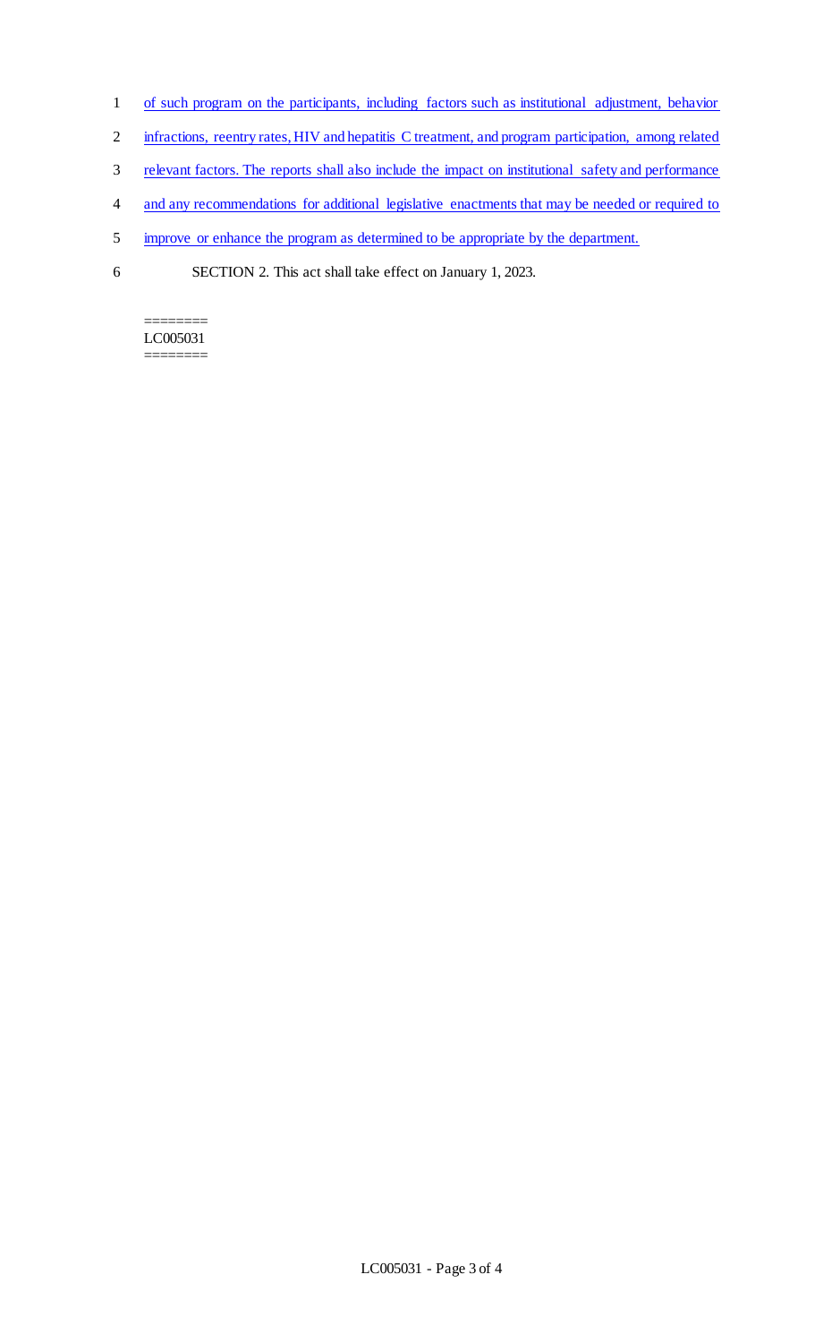of such program on the participants, including factors such as institutional adjustment, behavior infractions, reentry rates, HIV and hepatitis C treatment, and program participation, among related relevant factors. The reports shall also include the impact on institutional safety and performance and any recommendations for additional legislative enactments that may be needed or required to improve or enhance the program as determined to be appropriate by the department.

SECTION 2. This act shall take effect on January 1, 2023.

========
LC005031
========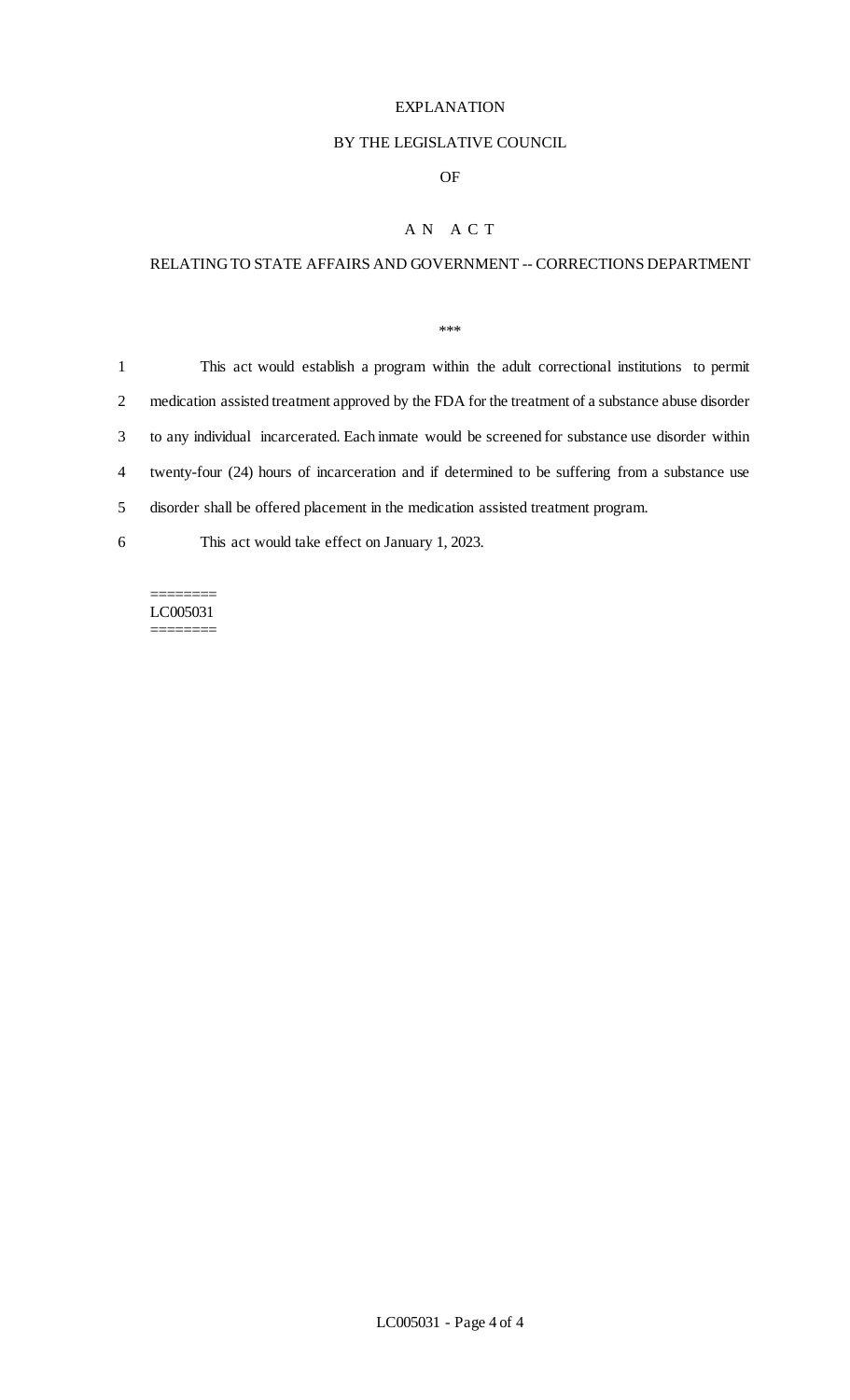EXPLANATION

BY THE LEGISLATIVE COUNCIL

OF

A N A C T

RELATING TO STATE AFFAIRS AND GOVERNMENT -- CORRECTIONS DEPARTMENT

\*\*\*

This act would establish a program within the adult correctional institutions to permit medication assisted treatment approved by the FDA for the treatment of a substance abuse disorder to any individual incarcerated. Each inmate would be screened for substance use disorder within twenty-four (24) hours of incarceration and if determined to be suffering from a substance use disorder shall be offered placement in the medication assisted treatment program.

This act would take effect on January 1, 2023.

========
LC005031
========